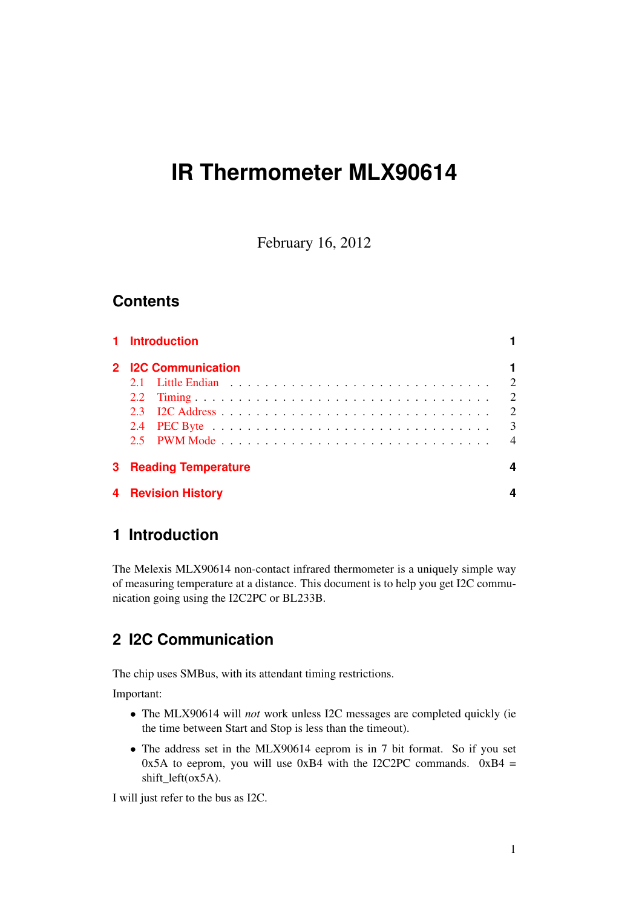# IR Thermometer MLX90614

February 16, 2012

## Contents

1 Introduction 1

2 I2C Communication 1
- 2.1 Little Endian 2
- 2.2 Timing 2
- 2.3 I2C Address 2
- 2.4 PEC Byte 3
- 2.5 PWM Mode 4

3 Reading Temperature 4

4 Revision History 4

## 1 Introduction

The Melexis MLX90614 non-contact infrared thermometer is a uniquely simple way of measuring temperature at a distance. This document is to help you get I2C communication going using the I2C2PC or BL233B.

## 2 I2C Communication

The chip uses SMBus, with its attendant timing restrictions.

Important:

- The MLX90614 will *not* work unless I2C messages are completed quickly (ie the time between Start and Stop is less than the timeout).
- The address set in the MLX90614 eeprom is in 7 bit format. So if you set 0x5A to eeprom, you will use 0xB4 with the I2C2PC commands. 0xB4 = shift_left(ox5A).

I will just refer to the bus as I2C.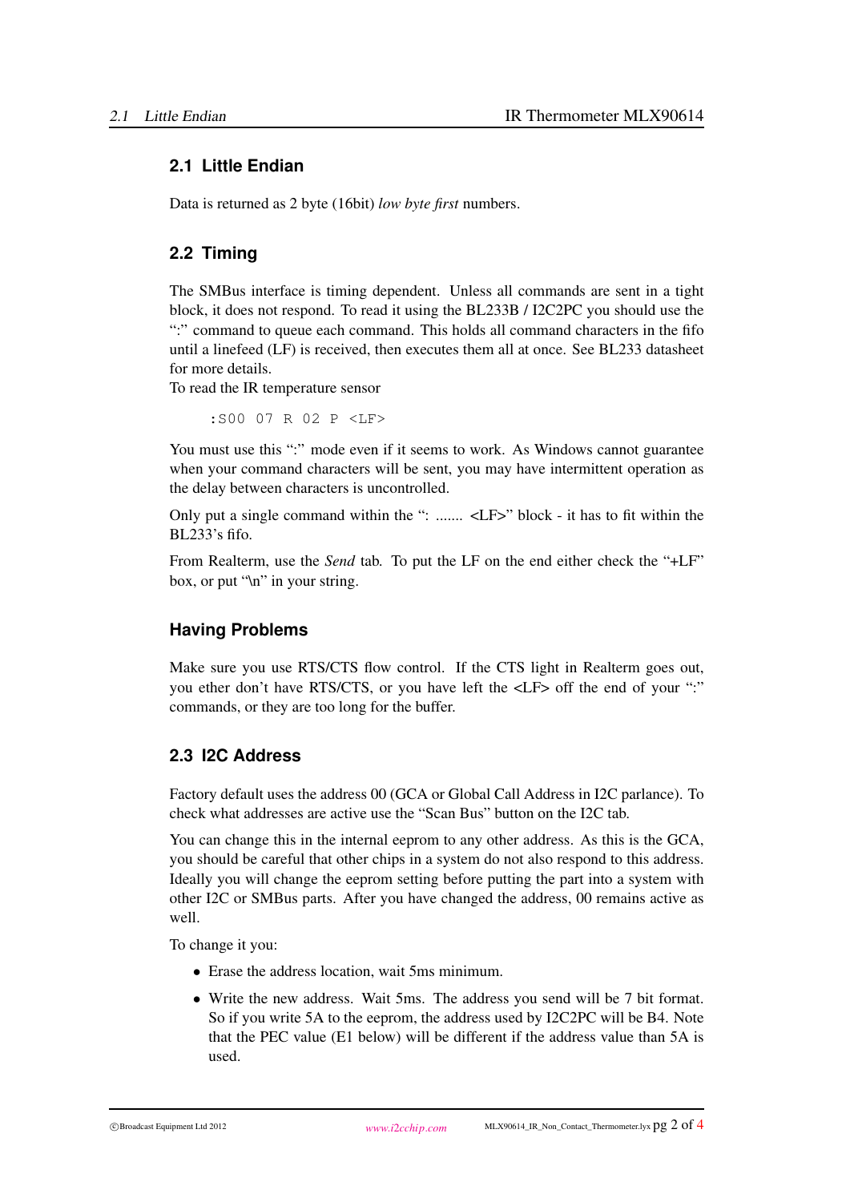## 2.1 Little Endian

Data is returned as 2 byte (16bit) *low byte first* numbers.

## 2.2 Timing

The SMBus interface is timing dependent. Unless all commands are sent in a tight block, it does not respond. To read it using the BL233B / I2C2PC you should use the ":" command to queue each command. This holds all command characters in the fifo until a linefeed (LF) is received, then executes them all at once. See BL233 datasheet for more details.
To read the IR temperature sensor

```
:S00 07 R 02 P <LF>
```

You must use this ":" mode even if it seems to work. As Windows cannot guarantee when your command characters will be sent, you may have intermittent operation as the delay between characters is uncontrolled.

Only put a single command within the ": ....... <LF>" block - it has to fit within the BL233's fifo.

From Realterm, use the *Send* tab. To put the LF on the end either check the "+LF" box, or put "\n" in your string.

### Having Problems

Make sure you use RTS/CTS flow control. If the CTS light in Realterm goes out, you ether don't have RTS/CTS, or you have left the <LF> off the end of your ":" commands, or they are too long for the buffer.

## 2.3 I2C Address

Factory default uses the address 00 (GCA or Global Call Address in I2C parlance). To check what addresses are active use the "Scan Bus" button on the I2C tab.

You can change this in the internal eeprom to any other address. As this is the GCA, you should be careful that other chips in a system do not also respond to this address. Ideally you will change the eeprom setting before putting the part into a system with other I2C or SMBus parts. After you have changed the address, 00 remains active as well.

To change it you:

- Erase the address location, wait 5ms minimum.
- Write the new address. Wait 5ms. The address you send will be 7 bit format. So if you write 5A to the eeprom, the address used by I2C2PC will be B4. Note that the PEC value (E1 below) will be different if the address value than 5A is used.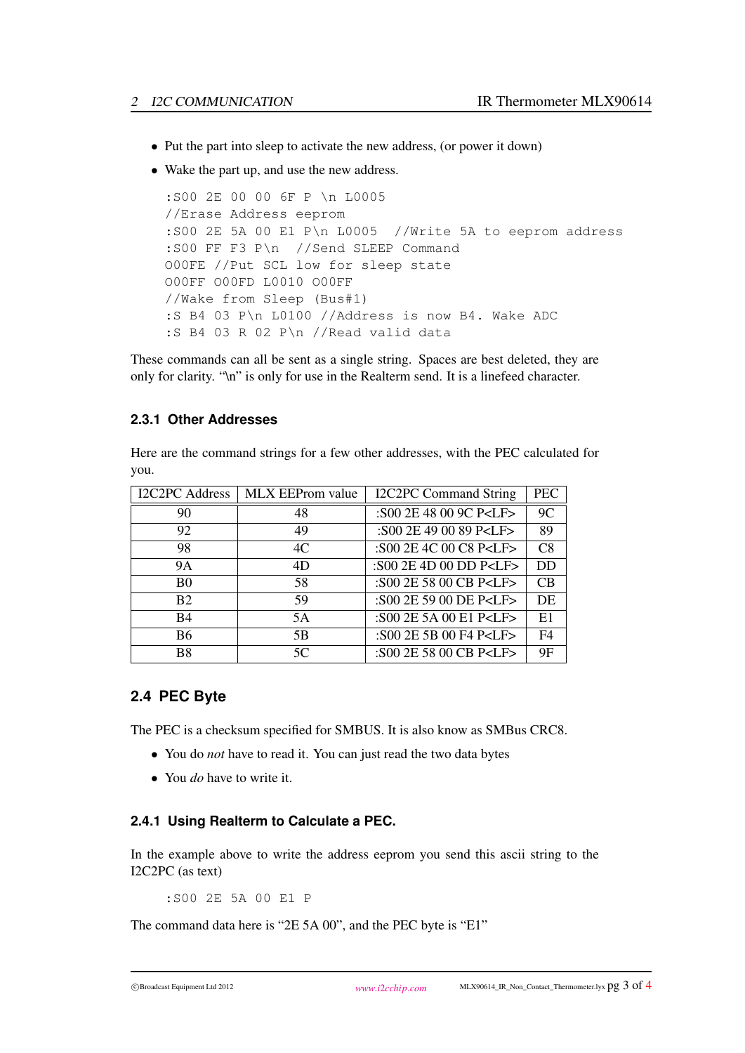- Put the part into sleep to activate the new address, (or power it down)
- Wake the part up, and use the new address.

```
:S00 2E 00 00 6F P \n L0005
//Erase Address eeprom
:S00 2E 5A 00 E1 P\n L0005  //Write 5A to eeprom address
:S00 FF F3 P\n  //Send SLEEP Command
O00FE //Put SCL low for sleep state
O00FF O00FD L0010 O00FF
//Wake from Sleep (Bus#1)
:S B4 03 P\n L0100 //Address is now B4. Wake ADC
:S B4 03 R 02 P\n //Read valid data
```

These commands can all be sent as a single string. Spaces are best deleted, they are only for clarity. "\n" is only for use in the Realterm send. It is a linefeed character.

### 2.3.1 Other Addresses

Here are the command strings for a few other addresses, with the PEC calculated for you.

| I2C2PC Address | MLX EEProm value | I2C2PC Command String | PEC |
|---|---|---|---|
| 90 | 48 | :S00 2E 48 00 9C P<LF> | 9C |
| 92 | 49 | :S00 2E 49 00 89 P<LF> | 89 |
| 98 | 4C | :S00 2E 4C 00 C8 P<LF> | C8 |
| 9A | 4D | :S00 2E 4D 00 DD P<LF> | DD |
| B0 | 58 | :S00 2E 58 00 CB P<LF> | CB |
| B2 | 59 | :S00 2E 59 00 DE P<LF> | DE |
| B4 | 5A | :S00 2E 5A 00 E1 P<LF> | E1 |
| B6 | 5B | :S00 2E 5B 00 F4 P<LF> | F4 |
| B8 | 5C | :S00 2E 58 00 CB P<LF> | 9F |

## 2.4 PEC Byte

The PEC is a checksum specified for SMBUS. It is also know as SMBus CRC8.

- You do *not* have to read it. You can just read the two data bytes
- You *do* have to write it.

### 2.4.1 Using Realterm to Calculate a PEC.

In the example above to write the address eeprom you send this ascii string to the I2C2PC (as text)

```
:S00 2E 5A 00 E1 P
```

The command data here is "2E 5A 00", and the PEC byte is "E1"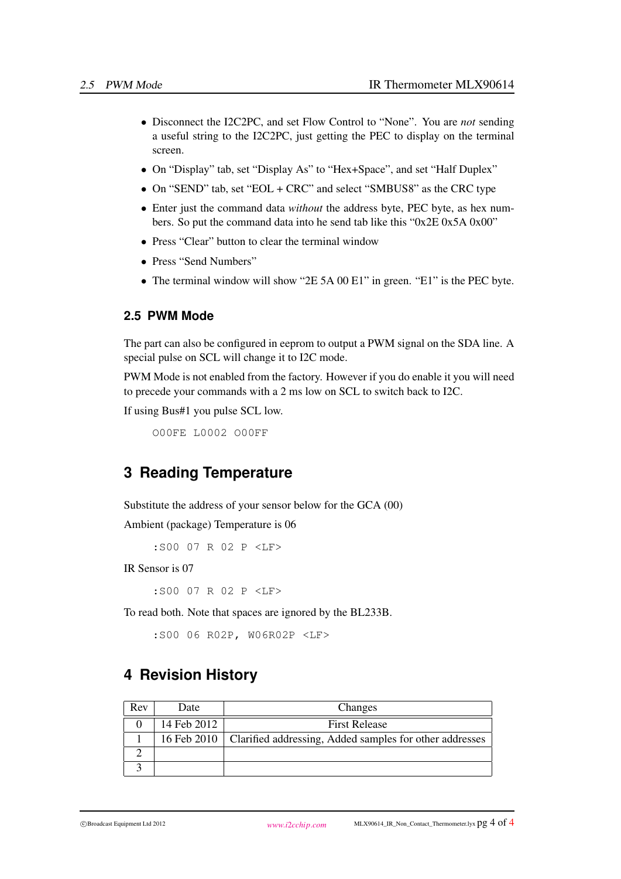- Disconnect the I2C2PC, and set Flow Control to "None". You are *not* sending a useful string to the I2C2PC, just getting the PEC to display on the terminal screen.
- On "Display" tab, set "Display As" to "Hex+Space", and set "Half Duplex"
- On "SEND" tab, set "EOL + CRC" and select "SMBUS8" as the CRC type
- Enter just the command data *without* the address byte, PEC byte, as hex numbers. So put the command data into he send tab like this "0x2E 0x5A 0x00"
- Press "Clear" button to clear the terminal window
- Press "Send Numbers"
- The terminal window will show "2E 5A 00 E1" in green. "E1" is the PEC byte.

### 2.5 PWM Mode

The part can also be configured in eeprom to output a PWM signal on the SDA line. A special pulse on SCL will change it to I2C mode.

PWM Mode is not enabled from the factory. However if you do enable it you will need to precede your commands with a 2 ms low on SCL to switch back to I2C.

If using Bus#1 you pulse SCL low.

```
O00FE L0002 O00FF
```

## 3 Reading Temperature

Substitute the address of your sensor below for the GCA (00)

Ambient (package) Temperature is 06

```
:S00 07 R 02 P <LF>
```

IR Sensor is 07

```
:S00 07 R 02 P <LF>
```

To read both. Note that spaces are ignored by the BL233B.

```
:S00 06 R02P, W06R02P <LF>
```

## 4 Revision History

| Rev | Date | Changes |
|---|---|---|
| 0 | 14 Feb 2012 | First Release |
| 1 | 16 Feb 2010 | Clarified addressing, Added samples for other addresses |
| 2 | | |
| 3 | | |